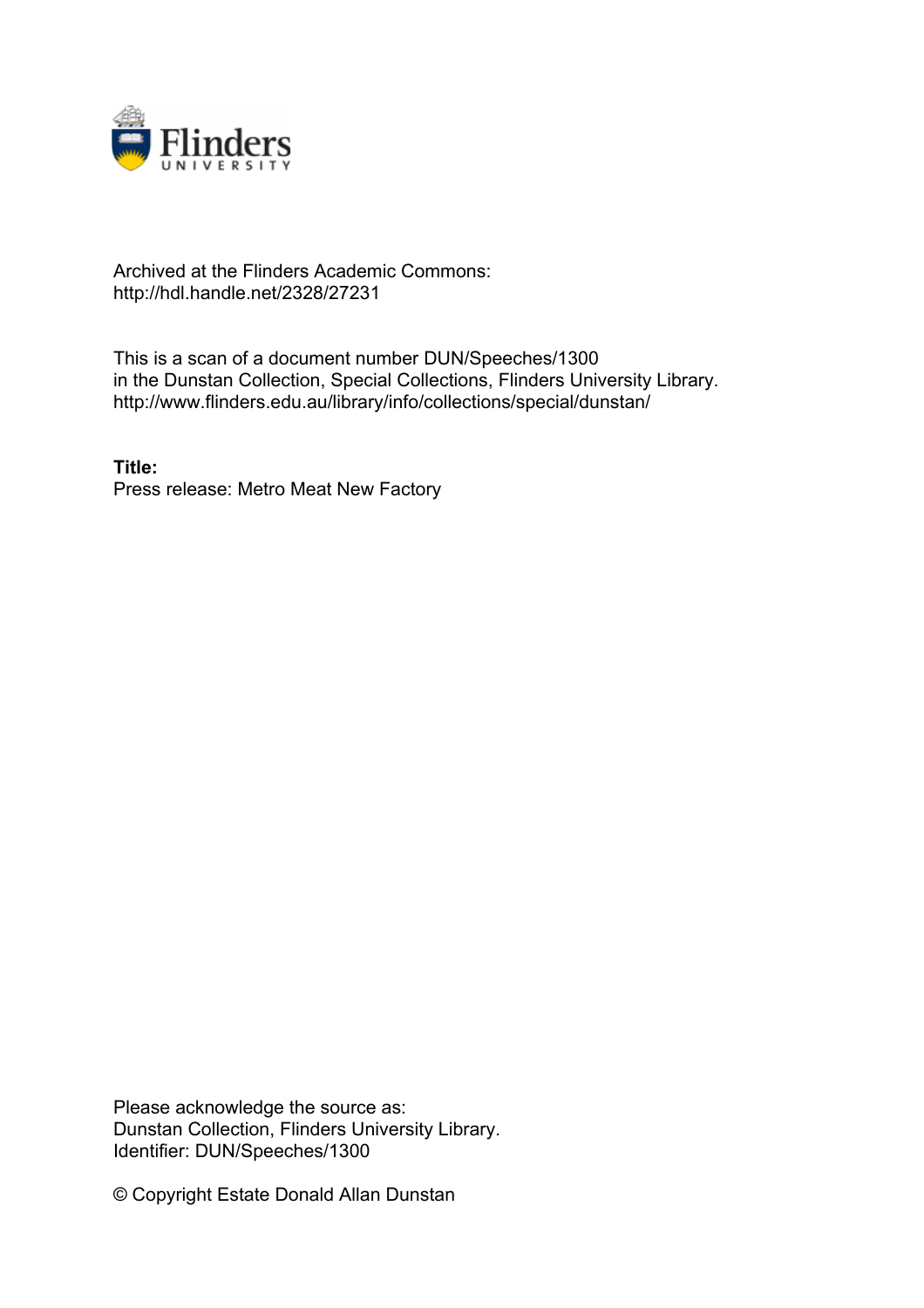Archived at the Flinders Academic Commons:
http://hdl.handle.net/2328/27231

This is a scan of a document number DUN/Speeches/1300
in the Dunstan Collection, Special Collections, Flinders University Library.
http://www.flinders.edu.au/library/info/collections/special/dunstan/

**Title:**
Press release: Metro Meat New Factory

Please acknowledge the source as:
Dunstan Collection, Flinders University Library.
Identifier: DUN/Speeches/1300

© Copyright Estate Donald Allan Dunstan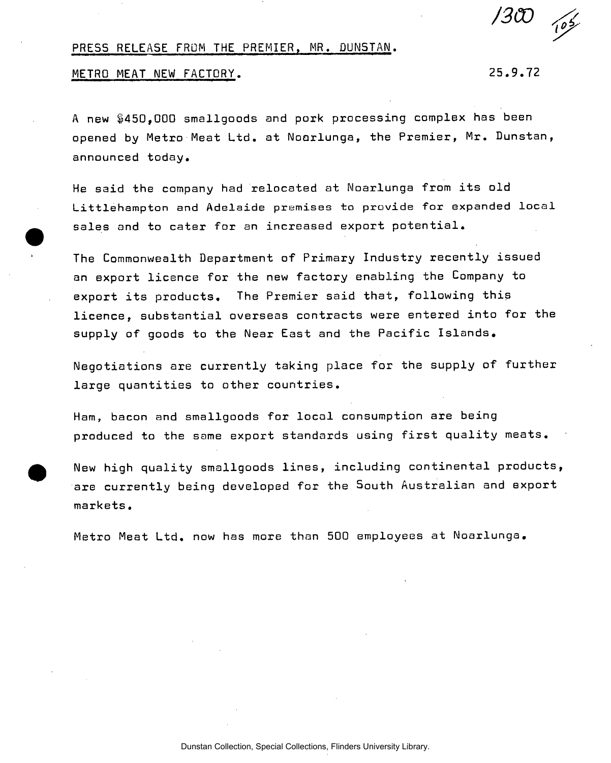PRESS RELEASE FROM THE PREMIER, MR. DUNSTAN.

METRO MEAT NEW FACTORY. 25.9.72

A new $450,000 smallgoods and pork processing complex has been opened by Metro Meat Ltd. at Noarlunga, the Premier, Mr. Dunstan, announced today.

He said the company had relocated at Noarlunga from its old Littlehampton and Adelaide premises to provide for expanded local sales and to cater for an increased export potential.

The Commonwealth Department of Primary Industry recently issued an export licence for the new factory enabling the Company to export its products. The Premier said that, following this licence, substantial overseas contracts were entered into for the supply of goods to the Near East and the Pacific Islands.

Negotiations are currently taking place for the supply of further large quantities to other countries.

Ham, bacon and smallgoods for local consumption are being produced to the same export standards using first quality meats.

New high quality smallgoods lines, including continental products, are currently being developed for the South Australian and export markets.

Metro Meat Ltd. now has more than 500 employees at Noarlunga.